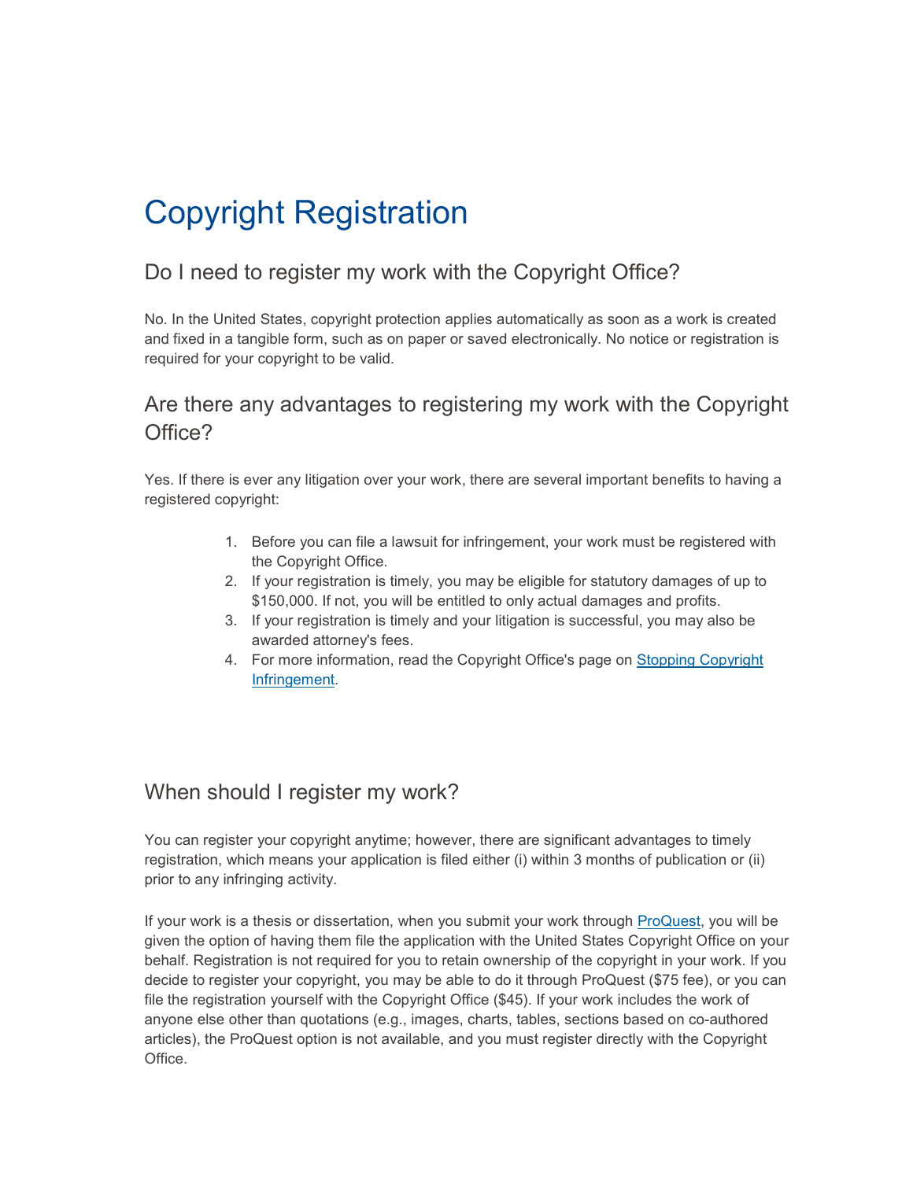# Copyright Registration

## Do I need to register my work with the Copyright Office?

No. In the United States, copyright protection applies automatically as soon as a work is created and fixed in a tangible form, such as on paper or saved electronically. No notice or registration is required for your copyright to be valid.

## Are there any advantages to registering my work with the Copyright Office?

Yes. If there is ever any litigation over your work, there are several important benefits to having a registered copyright:

1. Before you can file a lawsuit for infringement, your work must be registered with the Copyright Office.
2. If your registration is timely, you may be eligible for statutory damages of up to $150,000. If not, you will be entitled to only actual damages and profits.
3. If your registration is timely and your litigation is successful, you may also be awarded attorney's fees.
4. For more information, read the Copyright Office's page on [Stopping Copyright Infringement](#).

## When should I register my work?

You can register your copyright anytime; however, there are significant advantages to timely registration, which means your application is filed either (i) within 3 months of publication or (ii) prior to any infringing activity.

If your work is a thesis or dissertation, when you submit your work through [ProQuest](#), you will be given the option of having them file the application with the United States Copyright Office on your behalf. Registration is not required for you to retain ownership of the copyright in your work. If you decide to register your copyright, you may be able to do it through ProQuest ($75 fee), or you can file the registration yourself with the Copyright Office ($45). If your work includes the work of anyone else other than quotations (e.g., images, charts, tables, sections based on co-authored articles), the ProQuest option is not available, and you must register directly with the Copyright Office.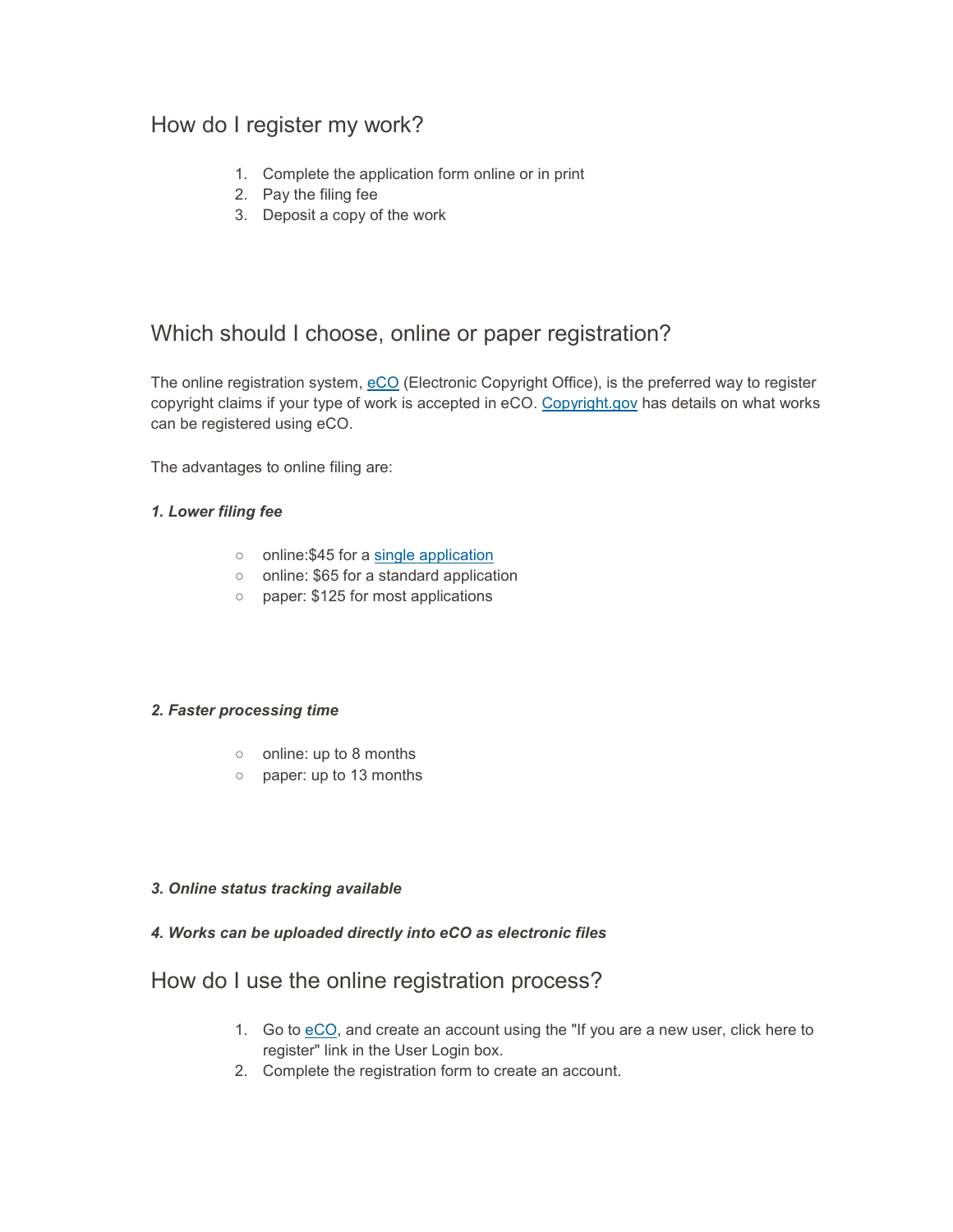## How do I register my work?

1. Complete the application form online or in print
2. Pay the filing fee
3. Deposit a copy of the work

## Which should I choose, online or paper registration?

The online registration system, [eCO](eCO) (Electronic Copyright Office), is the preferred way to register copyright claims if your type of work is accepted in eCO. [Copyright.gov](Copyright.gov) has details on what works can be registered using eCO.

The advantages to online filing are:

***1. Lower filing fee***

- online:$45 for a [single application](single application)
- online: $65 for a standard application
- paper: $125 for most applications

***2. Faster processing time***

- online: up to 8 months
- paper: up to 13 months

***3. Online status tracking available***

***4. Works can be uploaded directly into eCO as electronic files***

## How do I use the online registration process?

1. Go to [eCO](eCO), and create an account using the "If you are a new user, click here to register" link in the User Login box.
2. Complete the registration form to create an account.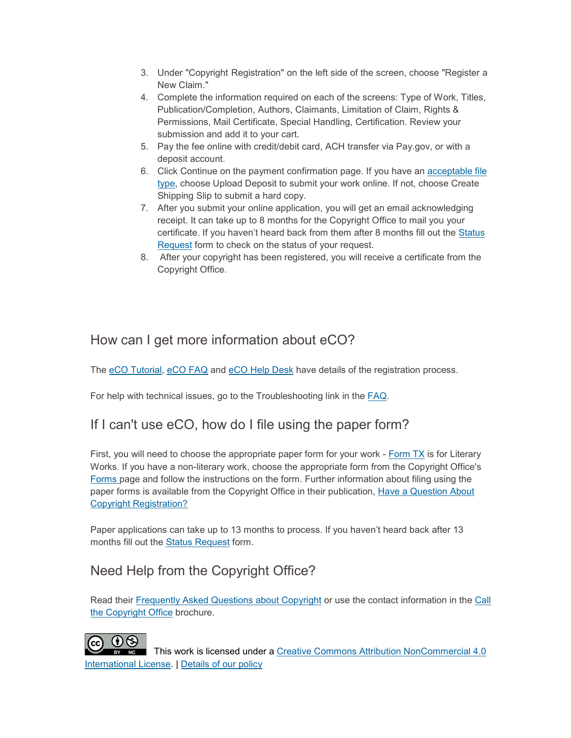3. Under "Copyright Registration" on the left side of the screen, choose "Register a New Claim."
4. Complete the information required on each of the screens: Type of Work, Titles, Publication/Completion, Authors, Claimants, Limitation of Claim, Rights & Permissions, Mail Certificate, Special Handling, Certification. Review your submission and add it to your cart.
5. Pay the fee online with credit/debit card, ACH transfer via Pay.gov, or with a deposit account.
6. Click Continue on the payment confirmation page. If you have an acceptable file type, choose Upload Deposit to submit your work online. If not, choose Create Shipping Slip to submit a hard copy.
7. After you submit your online application, you will get an email acknowledging receipt. It can take up to 8 months for the Copyright Office to mail you your certificate. If you haven't heard back from them after 8 months fill out the Status Request form to check on the status of your request.
8. After your copyright has been registered, you will receive a certificate from the Copyright Office.

## How can I get more information about eCO?

The eCO Tutorial, eCO FAQ and eCO Help Desk have details of the registration process.

For help with technical issues, go to the Troubleshooting link in the FAQ.

## If I can't use eCO, how do I file using the paper form?

First, you will need to choose the appropriate paper form for your work - Form TX is for Literary Works. If you have a non-literary work, choose the appropriate form from the Copyright Office's Forms page and follow the instructions on the form. Further information about filing using the paper forms is available from the Copyright Office in their publication, Have a Question About Copyright Registration?

Paper applications can take up to 13 months to process. If you haven't heard back after 13 months fill out the Status Request form.

## Need Help from the Copyright Office?

Read their Frequently Asked Questions about Copyright or use the contact information in the Call the Copyright Office brochure.

This work is licensed under a Creative Commons Attribution NonCommercial 4.0 International License. | Details of our policy